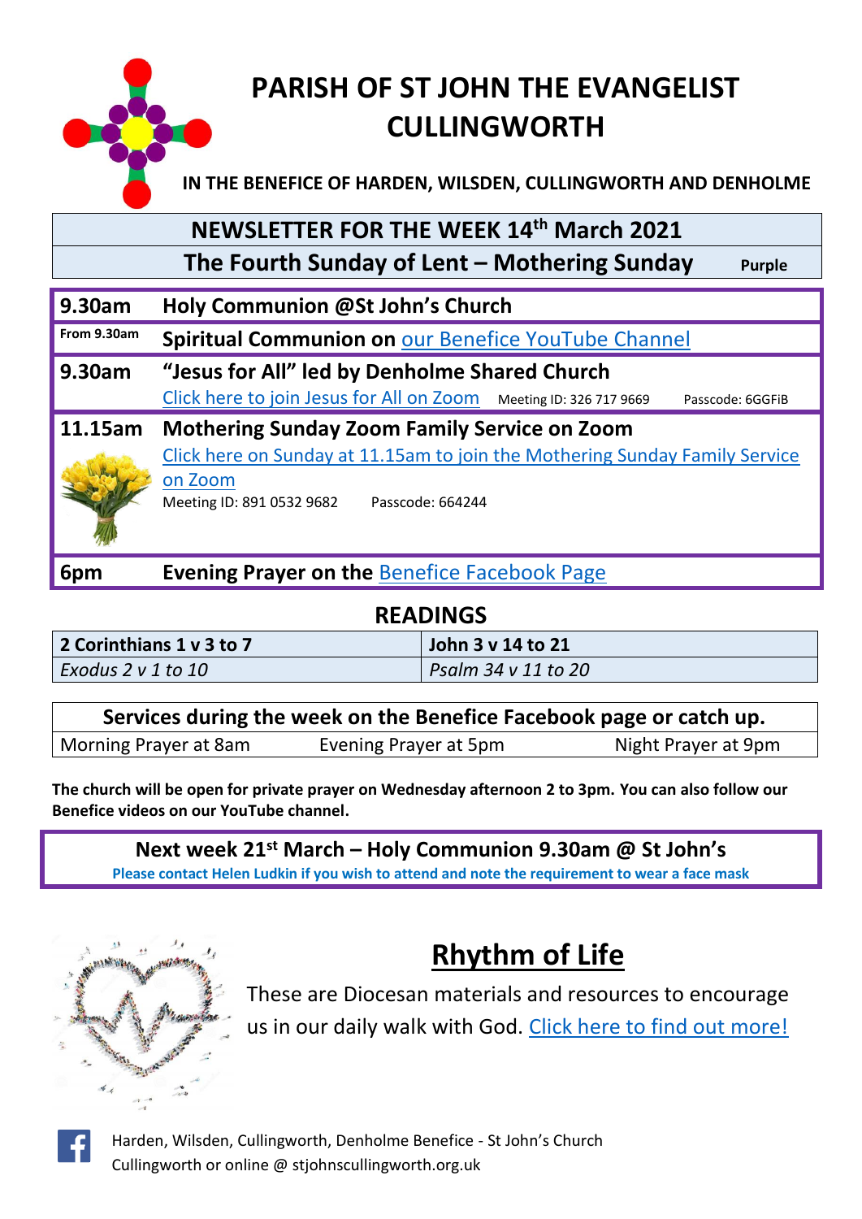# PARISH OF ST JOHN THE EVANGELIST CULLINGWORTH

**IN THE BENEFICE OF HARDEN, WILSDEN, CULLINGWORTH AND DENHOLME**

## NEWSLETTER FOR THE WEEK 14th March 2021

**The Fourth Sunday of Lent – Mothering Sunday** Purple

| | |
|---|---|
| **9.30am** | **Holy Communion @St John's Church** |
| **From 9.30am** | **Spiritual Communion on** our Benefice YouTube Channel |
| **9.30am** | **"Jesus for All" led by Denholme Shared Church**<br>Click here to join Jesus for All on Zoom Meeting ID: 326 717 9669 Passcode: 6GGFiB |
| **11.15am** | **Mothering Sunday Zoom Family Service on Zoom**<br>Click here on Sunday at 11.15am to join the Mothering Sunday Family Service on Zoom<br>Meeting ID: 891 0532 9682 Passcode: 664244 |
| **6pm** | **Evening Prayer on the** Benefice Facebook Page |

## READINGS

| | |
|---|---|
| **2 Corinthians 1 v 3 to 7** | **John 3 v 14 to 21** |
| *Exodus 2 v 1 to 10* | *Psalm 34 v 11 to 20* |

| **Services during the week on the Benefice Facebook page or catch up.** | | |
|---|---|---|
| Morning Prayer at 8am | Evening Prayer at 5pm | Night Prayer at 9pm |

**The church will be open for private prayer on Wednesday afternoon 2 to 3pm. You can also follow our Benefice videos on our YouTube channel.**

**Next week 21st March – Holy Communion 9.30am @ St John's**

**Please contact Helen Ludkin if you wish to attend and note the requirement to wear a face mask**

## Rhythm of Life

These are Diocesan materials and resources to encourage us in our daily walk with God. Click here to find out more!

Harden, Wilsden, Cullingworth, Denholme Benefice - St John's Church Cullingworth or online @ stjohnscullingworth.org.uk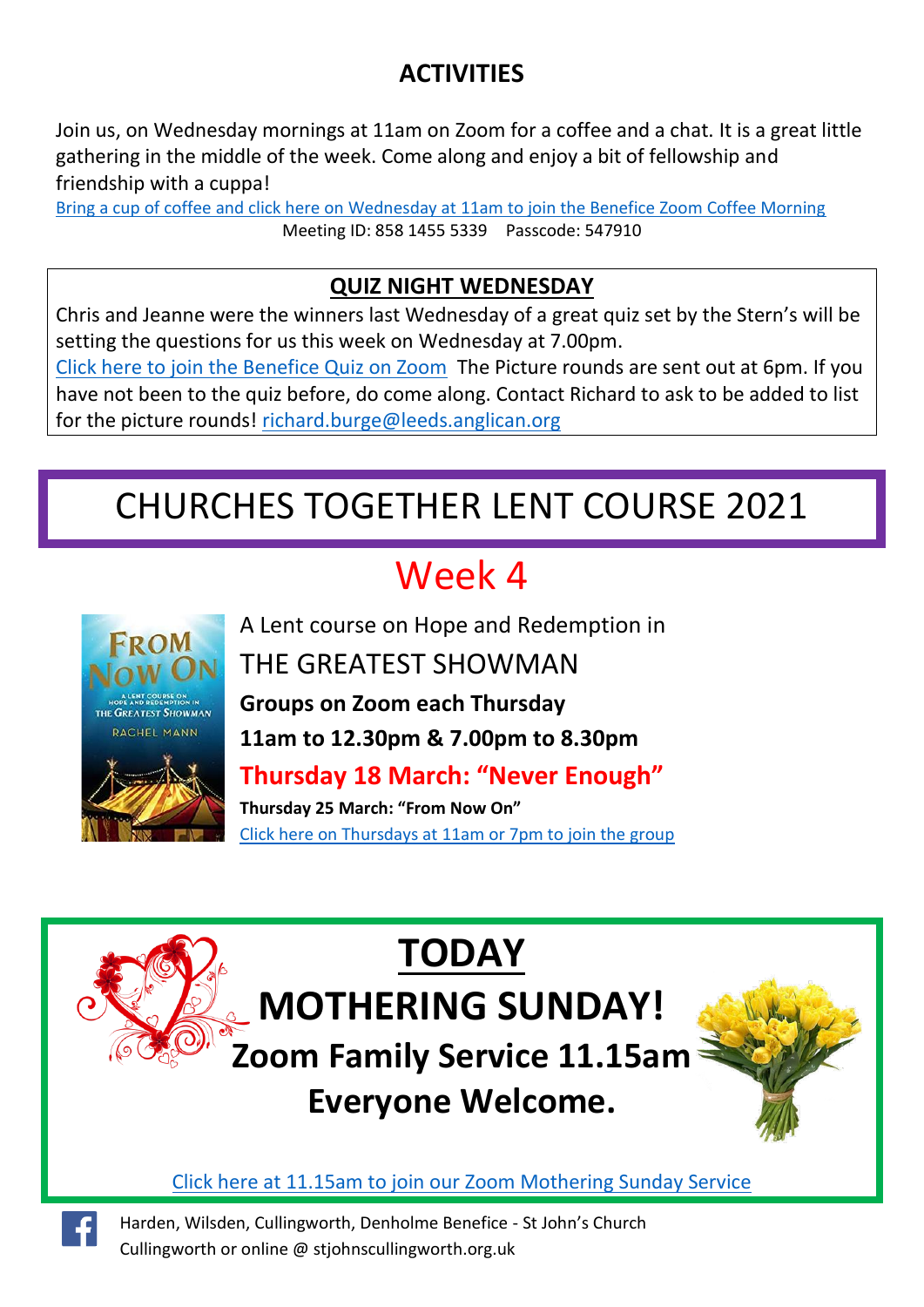## ACTIVITIES

Join us, on Wednesday mornings at 11am on Zoom for a coffee and a chat. It is a great little gathering in the middle of the week. Come along and enjoy a bit of fellowship and friendship with a cuppa!

Bring a cup of coffee and click here on Wednesday at 11am to join the Benefice Zoom Coffee Morning

Meeting ID: 858 1455 5339 Passcode: 547910

### QUIZ NIGHT WEDNESDAY

Chris and Jeanne were the winners last Wednesday of a great quiz set by the Stern's will be setting the questions for us this week on Wednesday at 7.00pm.

Click here to join the Benefice Quiz on Zoom The Picture rounds are sent out at 6pm. If you have not been to the quiz before, do come along. Contact Richard to ask to be added to list for the picture rounds! richard.burge@leeds.anglican.org

## CHURCHES TOGETHER LENT COURSE 2021

## Week 4

A Lent course on Hope and Redemption in

THE GREATEST SHOWMAN

**Groups on Zoom each Thursday**

**11am to 12.30pm & 7.00pm to 8.30pm**

**Thursday 18 March: "Never Enough"**

**Thursday 25 March: "From Now On"**

Click here on Thursdays at 11am or 7pm to join the group

# TODAY

# MOTHERING SUNDAY!

## Zoom Family Service 11.15am

## Everyone Welcome.

Click here at 11.15am to join our Zoom Mothering Sunday Service

Harden, Wilsden, Cullingworth, Denholme Benefice - St John's Church Cullingworth or online @ stjohnscullingworth.org.uk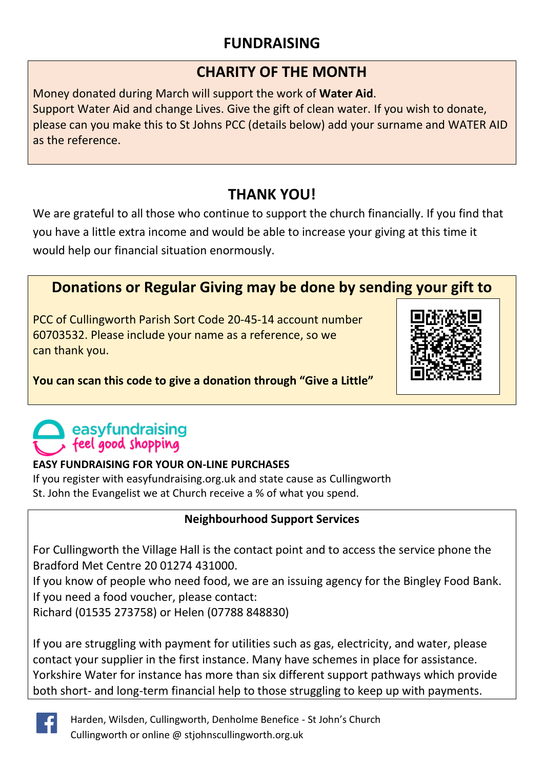# FUNDRAISING

## CHARITY OF THE MONTH

Money donated during March will support the work of **Water Aid**.
Support Water Aid and change Lives. Give the gift of clean water. If you wish to donate, please can you make this to St Johns PCC (details below) add your surname and WATER AID as the reference.

## THANK YOU!

We are grateful to all those who continue to support the church financially. If you find that you have a little extra income and would be able to increase your giving at this time it would help our financial situation enormously.

## Donations or Regular Giving may be done by sending your gift to

PCC of Cullingworth Parish Sort Code 20-45-14 account number 60703532. Please include your name as a reference, so we can thank you.

**You can scan this code to give a donation through "Give a Little"**

easyfundraising
feel good shopping

**EASY FUNDRAISING FOR YOUR ON-LINE PURCHASES**
If you register with easyfundraising.org.uk and state cause as Cullingworth St. John the Evangelist we at Church receive a % of what you spend.

**Neighbourhood Support Services**

For Cullingworth the Village Hall is the contact point and to access the service phone the Bradford Met Centre 20 01274 431000.
If you know of people who need food, we are an issuing agency for the Bingley Food Bank.
If you need a food voucher, please contact:
Richard (01535 273758) or Helen (07788 848830)

If you are struggling with payment for utilities such as gas, electricity, and water, please contact your supplier in the first instance. Many have schemes in place for assistance. Yorkshire Water for instance has more than six different support pathways which provide both short- and long-term financial help to those struggling to keep up with payments.

Harden, Wilsden, Cullingworth, Denholme Benefice - St John's Church Cullingworth or online @ stjohnscullingworth.org.uk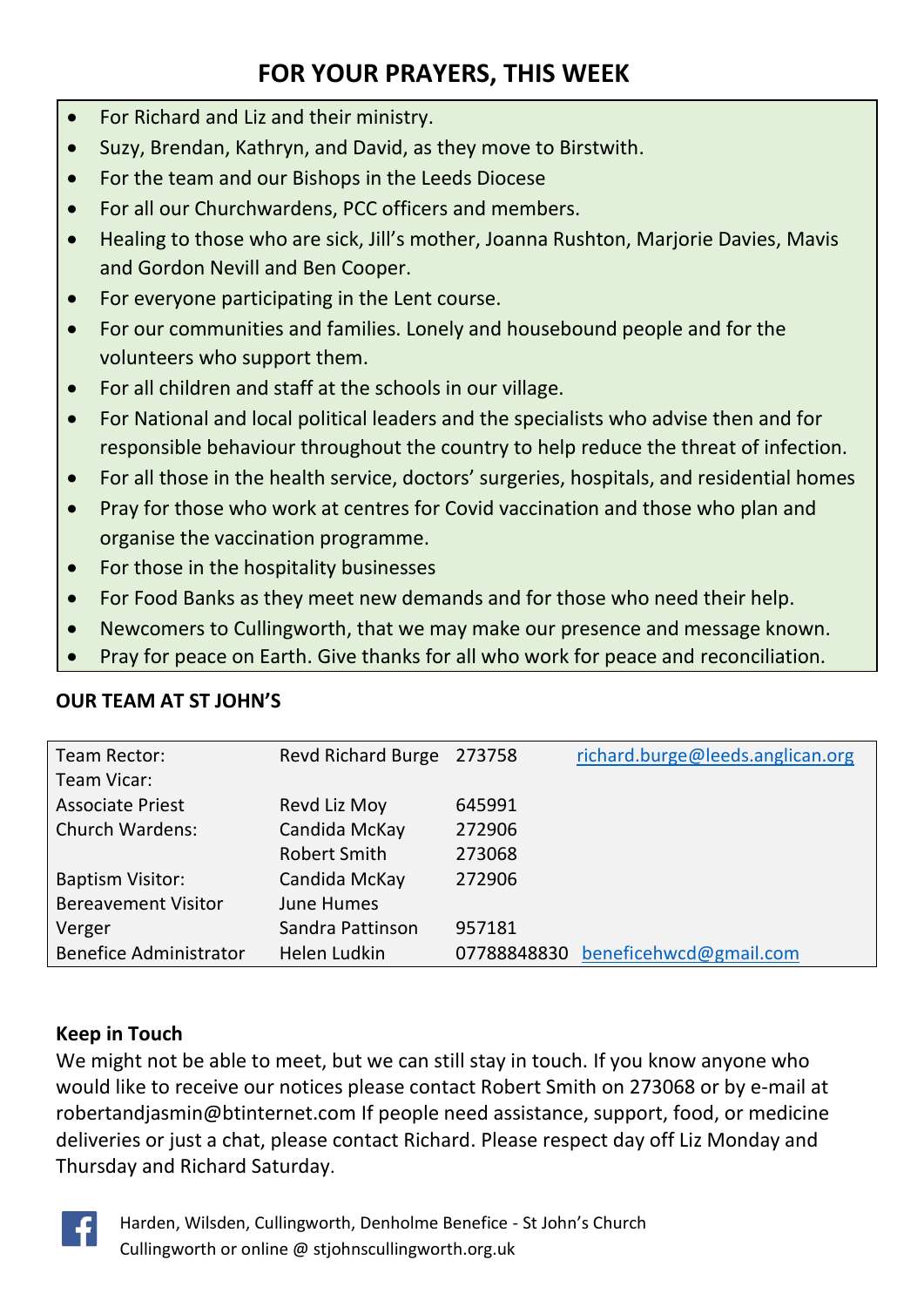## FOR YOUR PRAYERS, THIS WEEK

- For Richard and Liz and their ministry.
- Suzy, Brendan, Kathryn, and David, as they move to Birstwith.
- For the team and our Bishops in the Leeds Diocese
- For all our Churchwardens, PCC officers and members.
- Healing to those who are sick, Jill's mother, Joanna Rushton, Marjorie Davies, Mavis and Gordon Nevill and Ben Cooper.
- For everyone participating in the Lent course.
- For our communities and families. Lonely and housebound people and for the volunteers who support them.
- For all children and staff at the schools in our village.
- For National and local political leaders and the specialists who advise then and for responsible behaviour throughout the country to help reduce the threat of infection.
- For all those in the health service, doctors' surgeries, hospitals, and residential homes
- Pray for those who work at centres for Covid vaccination and those who plan and organise the vaccination programme.
- For those in the hospitality businesses
- For Food Banks as they meet new demands and for those who need their help.
- Newcomers to Cullingworth, that we may make our presence and message known.
- Pray for peace on Earth. Give thanks for all who work for peace and reconciliation.

**OUR TEAM AT ST JOHN'S**

| | | | |
|---|---|---|---|
| Team Rector: | Revd Richard Burge | 273758 | richard.burge@leeds.anglican.org |
| Team Vicar: | | | |
| Associate Priest | Revd Liz Moy | 645991 | |
| Church Wardens: | Candida McKay | 272906 | |
| | Robert Smith | 273068 | |
| Baptism Visitor: | Candida McKay | 272906 | |
| Bereavement Visitor | June Humes | | |
| Verger | Sandra Pattinson | 957181 | |
| Benefice Administrator | Helen Ludkin | 07788848830 | beneficehwcd@gmail.com |

**Keep in Touch**

We might not be able to meet, but we can still stay in touch. If you know anyone who would like to receive our notices please contact Robert Smith on 273068 or by e-mail at robertandjasmin@btinternet.com If people need assistance, support, food, or medicine deliveries or just a chat, please contact Richard. Please respect day off Liz Monday and Thursday and Richard Saturday.

Harden, Wilsden, Cullingworth, Denholme Benefice - St John's Church Cullingworth or online @ stjohnscullingworth.org.uk